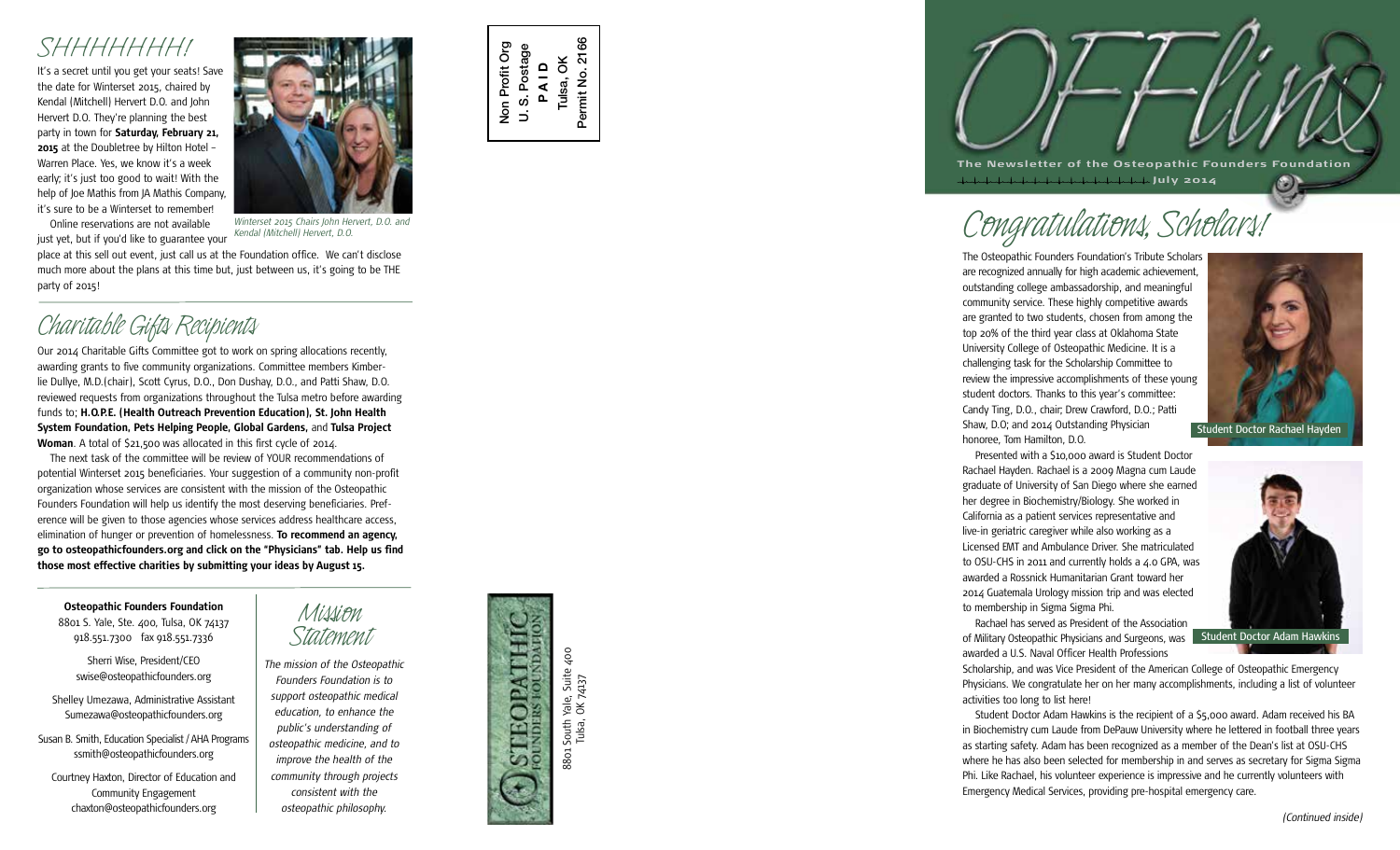# OFFlins

**The Newsletter of the Osteopathic Founders Foundation**

July 2014

## Congratulations, Scholars!

The Osteopathic Founders Foundation's Tribute Scholars are recognized annually for high academic achievement, outstanding college ambassadorship, and meaningful community service. These highly competitive awards are granted to two students, chosen from among the top 20% of the third year class at Oklahoma State University College of Osteopathic Medicine. It is a challenging task for the Scholarship Committee to review the impressive accomplishments of these young student doctors. Thanks to this year's committee: Candy Ting, D.O., chair; Drew Crawford, D.O.; Patti Shaw, D.O; and 2014 Outstanding Physician honoree, Tom Hamilton, D.O.

Student Doctor Rachael Hayden

Presented with a $10,000 award is Student Doctor Rachael Hayden. Rachael is a 2009 Magna cum Laude graduate of University of San Diego where she earned her degree in Biochemistry/Biology. She worked in California as a patient services representative and live-in geriatric caregiver while also working as a Licensed EMT and Ambulance Driver. She matriculated to OSU-CHS in 2011 and currently holds a 4.0 GPA, was awarded a Rossnick Humanitarian Grant toward her 2014 Guatemala Urology mission trip and was elected to membership in Sigma Sigma Phi.

Student Doctor Adam Hawkins

Rachael has served as President of the Association of Military Osteopathic Physicians and Surgeons, was awarded a U.S. Naval Officer Health Professions Scholarship, and was Vice President of the American College of Osteopathic Emergency Physicians. We congratulate her on her many accomplishments, including a list of volunteer activities too long to list here!

Student Doctor Adam Hawkins is the recipient of a $5,000 award. Adam received his BA in Biochemistry cum Laude from DePauw University where he lettered in football three years as starting safety. Adam has been recognized as a member of the Dean's list at OSU-CHS where he has also been selected for membership in and serves as secretary for Sigma Sigma Phi. Like Rachael, his volunteer experience is impressive and he currently volunteers with Emergency Medical Services, providing pre-hospital emergency care.

*(Continued inside)*

## SHHHHHHH!

It's a secret until you get your seats! Save the date for Winterset 2015, chaired by Kendal (Mitchell) Hervert D.O. and John Hervert D.O. They're planning the best party in town for **Saturday, February 21, 2015** at the Doubletree by Hilton Hotel – Warren Place. Yes, we know it's a week early; it's just too good to wait! With the help of Joe Mathis from JA Mathis Company, it's sure to be a Winterset to remember!

*Winterset 2015 Chairs John Hervert, D.O. and Kendal (Mitchell) Hervert, D.O.*

Online reservations are not available just yet, but if you'd like to guarantee your place at this sell out event, just call us at the Foundation office. We can't disclose much more about the plans at this time but, just between us, it's going to be THE party of 2015!

## Charitable Gifts Recipients

Our 2014 Charitable Gifts Committee got to work on spring allocations recently, awarding grants to five community organizations. Committee members Kimberlie Dullye, M.D.(chair), Scott Cyrus, D.O., Don Dushay, D.O., and Patti Shaw, D.O. reviewed requests from organizations throughout the Tulsa metro before awarding funds to; **H.O.P.E. (Health Outreach Prevention Education), St. John Health System Foundation, Pets Helping People, Global Gardens,** and **Tulsa Project Woman**. A total of $21,500 was allocated in this first cycle of 2014.

The next task of the committee will be review of YOUR recommendations of potential Winterset 2015 beneficiaries. Your suggestion of a community non-profit organization whose services are consistent with the mission of the Osteopathic Founders Foundation will help us identify the most deserving beneficiaries. Preference will be given to those agencies whose services address healthcare access, elimination of hunger or prevention of homelessness. **To recommend an agency, go to osteopathicfounders.org and click on the "Physicians" tab. Help us find those most effective charities by submitting your ideas by August 15.**

**Osteopathic Founders Foundation**
8801 S. Yale, Ste. 400, Tulsa, OK 74137
918.551.7300 fax 918.551.7336

Sherri Wise, President/CEO
swise@osteopathicfounders.org

Shelley Umezawa, Administrative Assistant
Sumezawa@osteopathicfounders.org

Susan B. Smith, Education Specialist / AHA Programs
ssmith@osteopathicfounders.org

Courtney Haxton, Director of Education and Community Engagement
chaxton@osteopathicfounders.org

## Mission Statement

*The mission of the Osteopathic Founders Foundation is to support osteopathic medical education, to enhance the public's understanding of osteopathic medicine, and to improve the health of the community through projects consistent with the osteopathic philosophy.*

Non Profit Org
U. S. Postage
PAID
Tulsa, OK
Permit No. 2166

Osteopathic Founders Foundation
8801 South Yale, Suite 400
Tulsa, OK 74137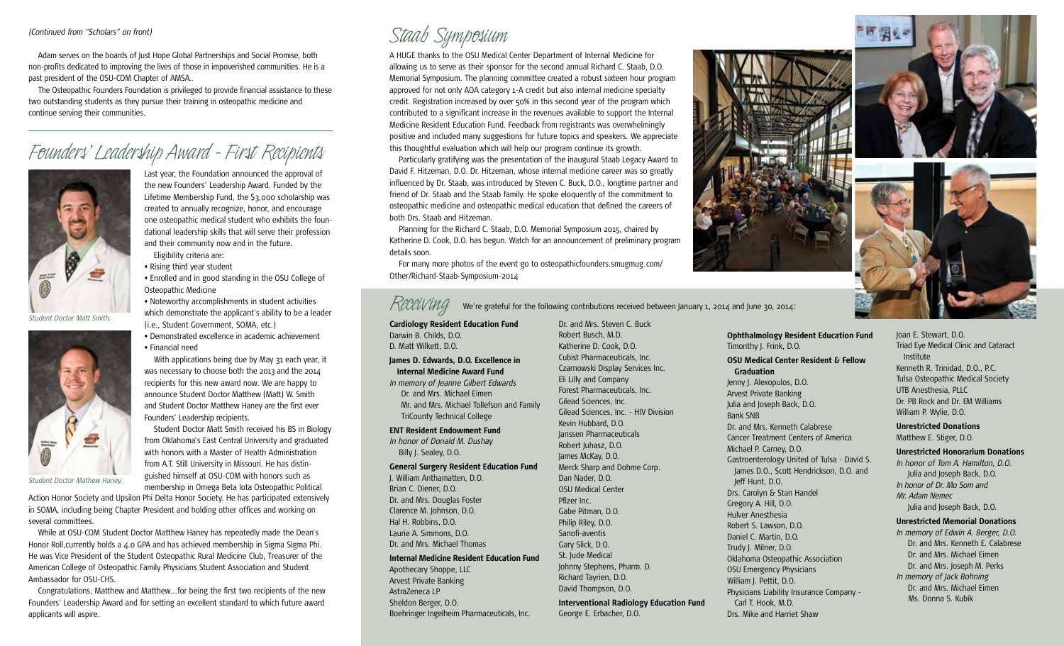*(Continued from "Scholars" on front)*

Adam serves on the boards of Just Hope Global Partnerships and Social Promise, both non-profits dedicated to improving the lives of those in impoverished communities. He is a past president of the OSU-COM Chapter of AMSA.

The Osteopathic Founders Foundation is privileged to provide financial assistance to these two outstanding students as they pursue their training in osteopathic medicine and continue serving their communities.

# Founders' Leadership Award - First Recipients

Student Doctor Matt Smith.

Student Doctor Mathew Haney.

Last year, the Foundation announced the approval of the new Founders' Leadership Award. Funded by the Lifetime Membership Fund, the $3,000 scholarship was created to annually recognize, honor, and encourage one osteopathic medical student who exhibits the foundational leadership skills that will serve their profession and their community now and in the future.

Eligibility criteria are:

- Rising third year student
- Enrolled and in good standing in the OSU College of Osteopathic Medicine
- Noteworthy accomplishments in student activities which demonstrate the applicant's ability to be a leader (i.e., Student Government, SOMA, etc.)
- Demonstrated excellence in academic achievement
- Financial need

With applications being due by May 31 each year, it was necessary to choose both the 2013 and the 2014 recipients for this new award now. We are happy to announce Student Doctor Matthew (Matt) W. Smith and Student Doctor Matthew Haney are the first ever Founders' Leadership recipients.

Student Doctor Matt Smith received his BS in Biology from Oklahoma's East Central University and graduated with honors with a Master of Health Administration from A.T. Still University in Missouri. He has distinguished himself at OSU-COM with honors such as membership in Omega Beta Iota Osteopathic Political Action Honor Society and Upsilon Phi Delta Honor Society. He has participated extensively in SOMA, including being Chapter President and holding other offices and working on several committees.

While at OSU-COM Student Doctor Matthew Haney has repeatedly made the Dean's Honor Roll,currently holds a 4.0 GPA and has achieved membership in Sigma Sigma Phi. He was Vice President of the Student Osteopathic Rural Medicine Club, Treasurer of the American College of Osteopathic Family Physicians Student Association and Student Ambassador for OSU-CHS.

Congratulations, Matthew and Matthew...for being the first two recipients of the new Founders' Leadership Award and for setting an excellent standard to which future award applicants will aspire.

# Staab Symposium

A HUGE thanks to the OSU Medical Center Department of Internal Medicine for allowing us to serve as their sponsor for the second annual Richard C. Staab, D.O. Memorial Symposium. The planning committee created a robust sixteen hour program approved for not only AOA category 1-A credit but also internal medicine specialty credit. Registration increased by over 50% in this second year of the program which contributed to a significant increase in the revenues available to support the Internal Medicine Resident Education Fund. Feedback from registrants was overwhelmingly positive and included many suggestions for future topics and speakers. We appreciate this thoughtful evaluation which will help our program continue its growth.

Particularly gratifying was the presentation of the inaugural Staab Legacy Award to David F. Hitzeman, D.O. Dr. Hitzeman, whose internal medicine career was so greatly influenced by Dr. Staab, was introduced by Steven C. Buck, D.O., longtime partner and friend of Dr. Staab and the Staab family. He spoke eloquently of the commitment to osteopathic medicine and osteopathic medical education that defined the careers of both Drs. Staab and Hitzeman.

Planning for the Richard C. Staab, D.O. Memorial Symposium 2015, chaired by Katherine D. Cook, D.O. has begun. Watch for an announcement of preliminary program details soon.

For many more photos of the event go to osteopathicfounders.smugmug.com/Other/Richard-Staab-Symposium-2014

# Receiving

We're grateful for the following contributions received between January 1, 2014 and June 30, 2014:

**Cardiology Resident Education Fund**
Darwin B. Childs, D.O.
D. Matt Wilkett, D.O.

**James D. Edwards, D.O. Excellence in Internal Medicine Award Fund**
*In memory of Jeanne Gilbert Edwards*
Dr. and Mrs. Michael Eimen
Mr. and Mrs. Michael Tollefson and Family
TriCounty Technical College

**ENT Resident Endowment Fund**
*In honor of Donald M. Dushay*
Billy J. Sealey, D.O.

**General Surgery Resident Education Fund**
J. William Anthamatten, D.O.
Brian C. Diener, D.O.
Dr. and Mrs. Douglas Foster
Clarence M. Johnson, D.O.
Hal H. Robbins, D.O.
Laurie A. Simmons, D.O.
Dr. and Mrs. Michael Thomas

**Internal Medicine Resident Education Fund**
Apothecary Shoppe, LLC
Arvest Private Banking
AstraZeneca LP
Sheldon Berger, D.O.
Boehringer Ingelheim Pharmaceuticals, Inc.
Dr. and Mrs. Steven C. Buck
Robert Busch, M.D.
Katherine D. Cook, D.O.
Cubist Pharmaceuticals, Inc.
Czarnowski Display Services Inc.
Eli Lilly and Company
Forest Pharmaceuticals, Inc.
Gilead Sciences, Inc.
Gilead Sciences, Inc. - HIV Division
Kevin Hubbard, D.O.
Janssen Pharmaceuticals
Robert Juhasz, D.O.
James McKay, D.O.
Merck Sharp and Dohme Corp.
Dan Nader, D.O.
OSU Medical Center
Pfizer Inc.
Gabe Pitman, D.O.
Philip Riley, D.O.
Sanofi-aventis
Gary Slick, D.O.
St. Jude Medical
Johnny Stephens, Pharm. D.
Richard Tayrien, D.O.
David Thompson, D.O.

**Interventional Radiology Education Fund**
George E. Erbacher, D.O.

**Ophthalmology Resident Education Fund**
Timonthy J. Frink, D.O.

**OSU Medical Center Resident & Fellow Graduation**
Jenny J. Alexopulos, D.O.
Arvest Private Banking
Julia and Joseph Back, D.O.
Bank SNB
Dr. and Mrs. Kenneth Calabrese
Cancer Treatment Centers of America
Michael P. Carney, D.O.
Gastroenterology United of Tulsa - David S. James D.O., Scott Hendrickson, D.O. and Jeff Hunt, D.O.
Drs. Carolyn & Stan Handel
Gregory A. Hill, D.O.
Hulver Anesthesia
Robert S. Lawson, D.O.
Daniel C. Martin, D.O.
Trudy J. Milner, D.O.
Oklahoma Osteopathic Association
OSU Emergency Physicians
William J. Pettit, D.O.
Physicians Liability Insurance Company - Carl T. Hook, M.D.
Drs. Mike and Harriet Shaw
Joan E. Stewart, D.O.
Triad Eye Medical Clinic and Cataract Institute
Kenneth R. Trinidad, D.O., P.C.
Tulsa Osteopathic Medical Society
UTB Anesthesia, PLLC
Dr. PB Rock and Dr. EM Williams
William P. Wylie, D.O.

**Unrestricted Donations**
Matthew E. Stiger, D.O.

**Unrestricted Honorarium Donations**
*In honor of Tom A. Hamilton, D.O.*
Julia and Joseph Back, D.O.
*In honor of Dr. Mo Som and Mr. Adam Nemec*
Julia and Joseph Back, D.O.

**Unrestricted Memorial Donations**
*In memory of Edwin A. Berger, D.O.*
Dr. and Mrs. Kenneth E. Calabrese
Dr. and Mrs. Michael Eimen
Dr. and Mrs. Joseph M. Perks
*In memory of Jack Bohning*
Dr. and Mrs. Michael Eimen
Ms. Donna S. Kubik